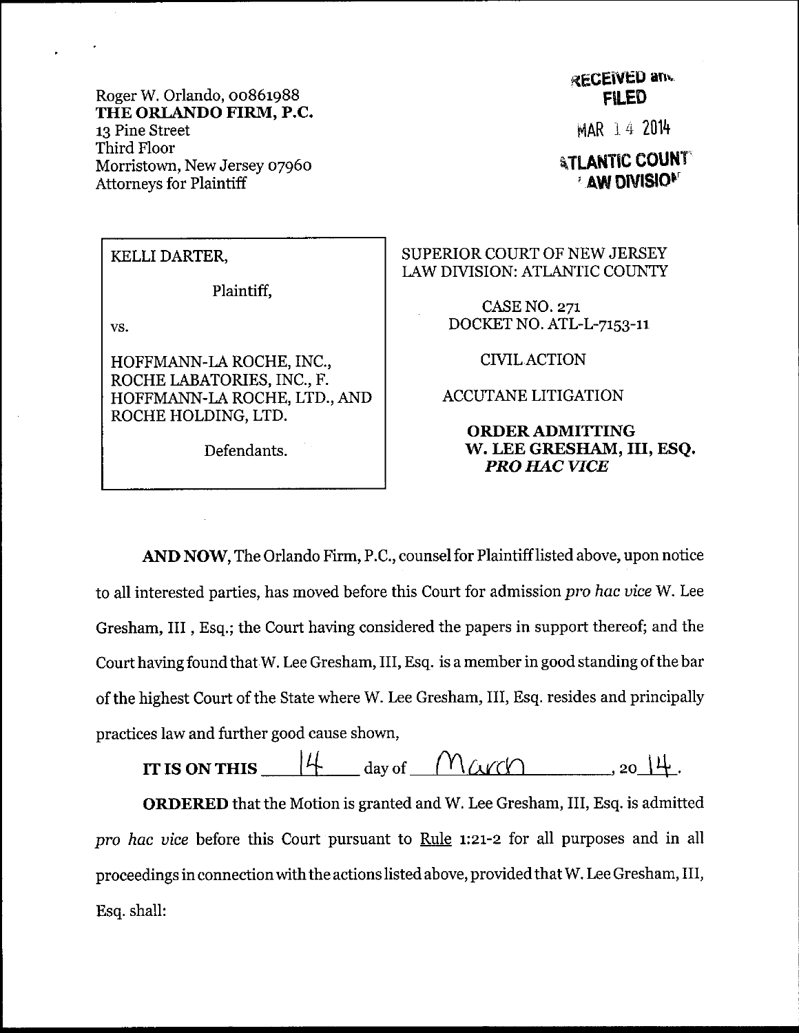Roger W. Orlando, 00861988
**THE ORLANDO FIRM, P.C.**
13 Pine Street
Third Floor
Morristown, New Jersey 07960
Attorneys for Plaintiff

RECEIVED and
FILED
MAR 14 2014
ATLANTIC COUNTY
LAW DIVISION

| KELLI DARTER, Plaintiff, vs. HOFFMANN-LA ROCHE, INC., ROCHE LABATORIES, INC., F. HOFFMANN-LA ROCHE, LTD., AND ROCHE HOLDING, LTD. Defendants. | SUPERIOR COURT OF NEW JERSEY LAW DIVISION: ATLANTIC COUNTY CASE NO. 271 DOCKET NO. ATL-L-7153-11 CIVIL ACTION ACCUTANE LITIGATION **ORDER ADMITTING W. LEE GRESHAM, III, ESQ. *PRO HAC VICE*** |
|---|---|

**AND NOW**, The Orlando Firm, P.C., counsel for Plaintiff listed above, upon notice to all interested parties, has moved before this Court for admission *pro hac vice* W. Lee Gresham, III , Esq.; the Court having considered the papers in support thereof; and the Court having found that W. Lee Gresham, III, Esq. is a member in good standing of the bar of the highest Court of the State where W. Lee Gresham, III, Esq. resides and principally practices law and further good cause shown,

**IT IS ON THIS** 14 day of March, 20 14.

**ORDERED** that the Motion is granted and W. Lee Gresham, III, Esq. is admitted *pro hac vice* before this Court pursuant to Rule 1:21-2 for all purposes and in all proceedings in connection with the actions listed above, provided that W. Lee Gresham, III, Esq. shall: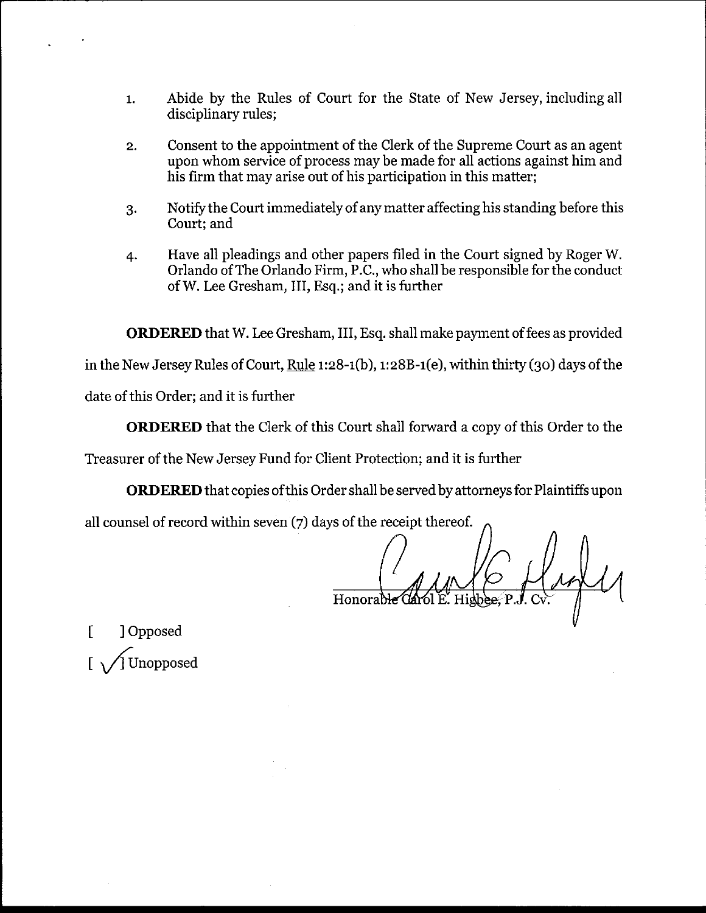1. Abide by the Rules of Court for the State of New Jersey, including all disciplinary rules;

2. Consent to the appointment of the Clerk of the Supreme Court as an agent upon whom service of process may be made for all actions against him and his firm that may arise out of his participation in this matter;

3. Notify the Court immediately of any matter affecting his standing before this Court; and

4. Have all pleadings and other papers filed in the Court signed by Roger W. Orlando of The Orlando Firm, P.C., who shall be responsible for the conduct of W. Lee Gresham, III, Esq.; and it is further

**ORDERED** that W. Lee Gresham, III, Esq. shall make payment of fees as provided in the New Jersey Rules of Court, Rule 1:28-1(b), 1:28B-1(e), within thirty (30) days of the date of this Order; and it is further

**ORDERED** that the Clerk of this Court shall forward a copy of this Order to the Treasurer of the New Jersey Fund for Client Protection; and it is further

**ORDERED** that copies of this Order shall be served by attorneys for Plaintiffs upon all counsel of record within seven (7) days of the receipt thereof.

Honorable Carol E. Higbee, P.J. Cv.

[ ] Opposed

[ ✓ ] Unopposed